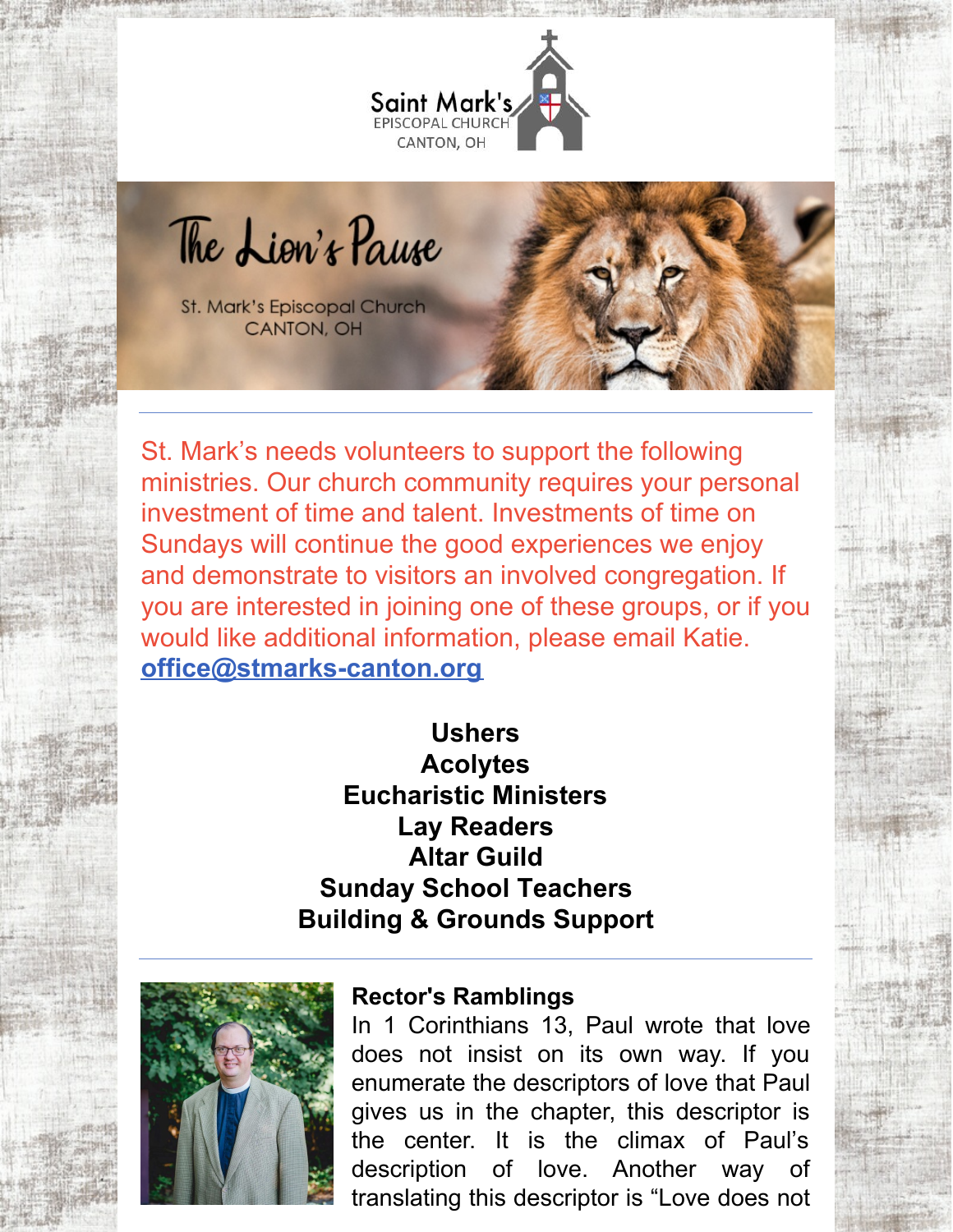Saint Mark's
EPISCOPAL CHURCH
CANTON, OH

# The Lion's Pause

St. Mark's Episcopal Church
CANTON, OH

---

St. Mark's needs volunteers to support the following ministries. Our church community requires your personal investment of time and talent. Investments of time on Sundays will continue the good experiences we enjoy and demonstrate to visitors an involved congregation. If you are interested in joining one of these groups, or if you would like additional information, please email Katie. office@stmarks-canton.org

**Ushers**
**Acolytes**
**Eucharistic Ministers**
**Lay Readers**
**Altar Guild**
**Sunday School Teachers**
**Building & Grounds Support**

---

**Rector's Ramblings**

In 1 Corinthians 13, Paul wrote that love does not insist on its own way. If you enumerate the descriptors of love that Paul gives us in the chapter, this descriptor is the center. It is the climax of Paul's description of love. Another way of translating this descriptor is "Love does not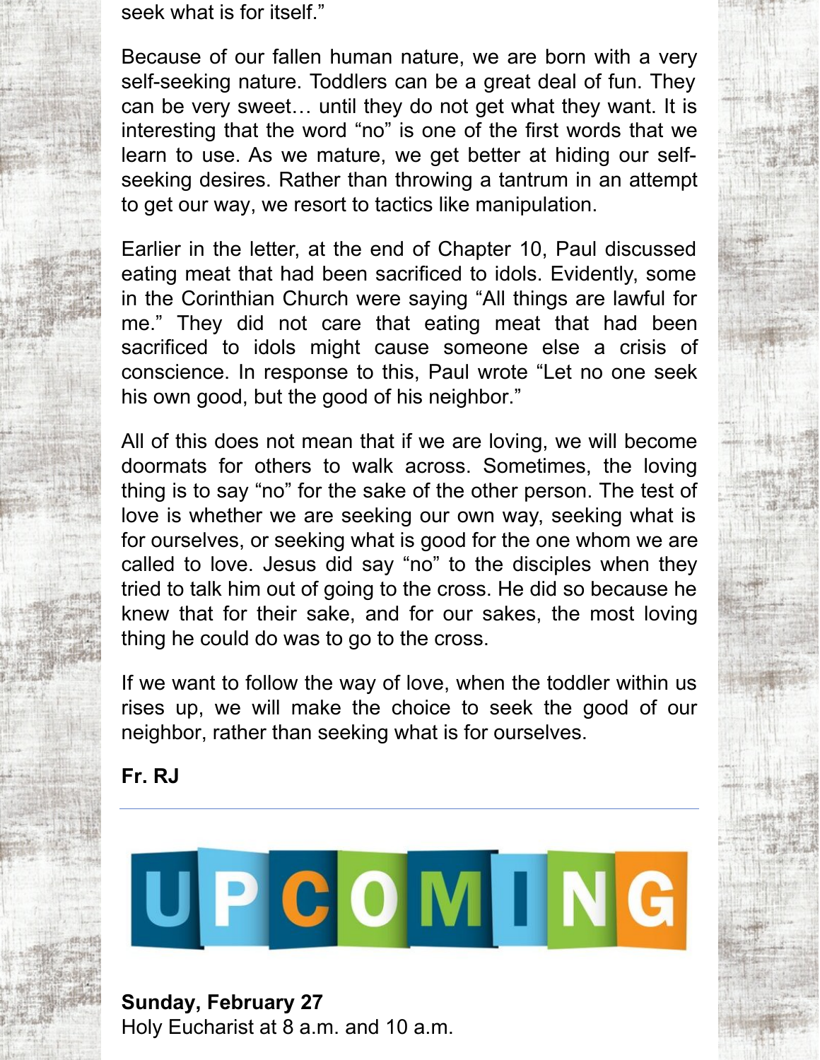seek what is for itself."

Because of our fallen human nature, we are born with a very self-seeking nature. Toddlers can be a great deal of fun. They can be very sweet… until they do not get what they want. It is interesting that the word "no" is one of the first words that we learn to use. As we mature, we get better at hiding our self-seeking desires. Rather than throwing a tantrum in an attempt to get our way, we resort to tactics like manipulation.

Earlier in the letter, at the end of Chapter 10, Paul discussed eating meat that had been sacrificed to idols. Evidently, some in the Corinthian Church were saying "All things are lawful for me." They did not care that eating meat that had been sacrificed to idols might cause someone else a crisis of conscience. In response to this, Paul wrote "Let no one seek his own good, but the good of his neighbor."

All of this does not mean that if we are loving, we will become doormats for others to walk across. Sometimes, the loving thing is to say "no" for the sake of the other person. The test of love is whether we are seeking our own way, seeking what is for ourselves, or seeking what is good for the one whom we are called to love. Jesus did say "no" to the disciples when they tried to talk him out of going to the cross. He did so because he knew that for their sake, and for our sakes, the most loving thing he could do was to go to the cross.

If we want to follow the way of love, when the toddler within us rises up, we will make the choice to seek the good of our neighbor, rather than seeking what is for ourselves.

**Fr. RJ**

---

# UPCOMING

**Sunday, February 27**
Holy Eucharist at 8 a.m. and 10 a.m.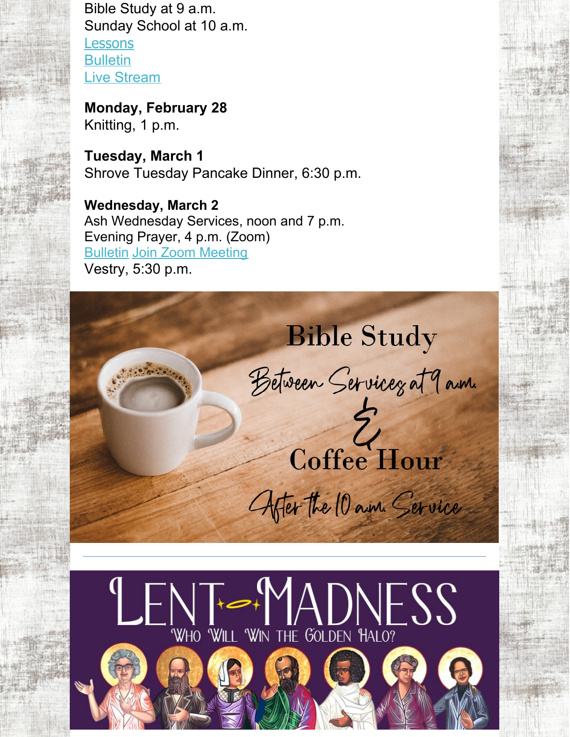Bible Study at 9 a.m.
Sunday School at 10 a.m.
Lessons
Bulletin
Live Stream

**Monday, February 28**
Knitting, 1 p.m.

**Tuesday, March 1**
Shrove Tuesday Pancake Dinner, 6:30 p.m.

**Wednesday, March 2**
Ash Wednesday Services, noon and 7 p.m.
Evening Prayer, 4 p.m. (Zoom)
Bulletin Join Zoom Meeting
Vestry, 5:30 p.m.

Bible Study

Between Services at 9 a.m.

&

Coffee Hour

After the 10 a.m. Service

---

LENT MADNESS

WHO WILL WIN THE GOLDEN HALO?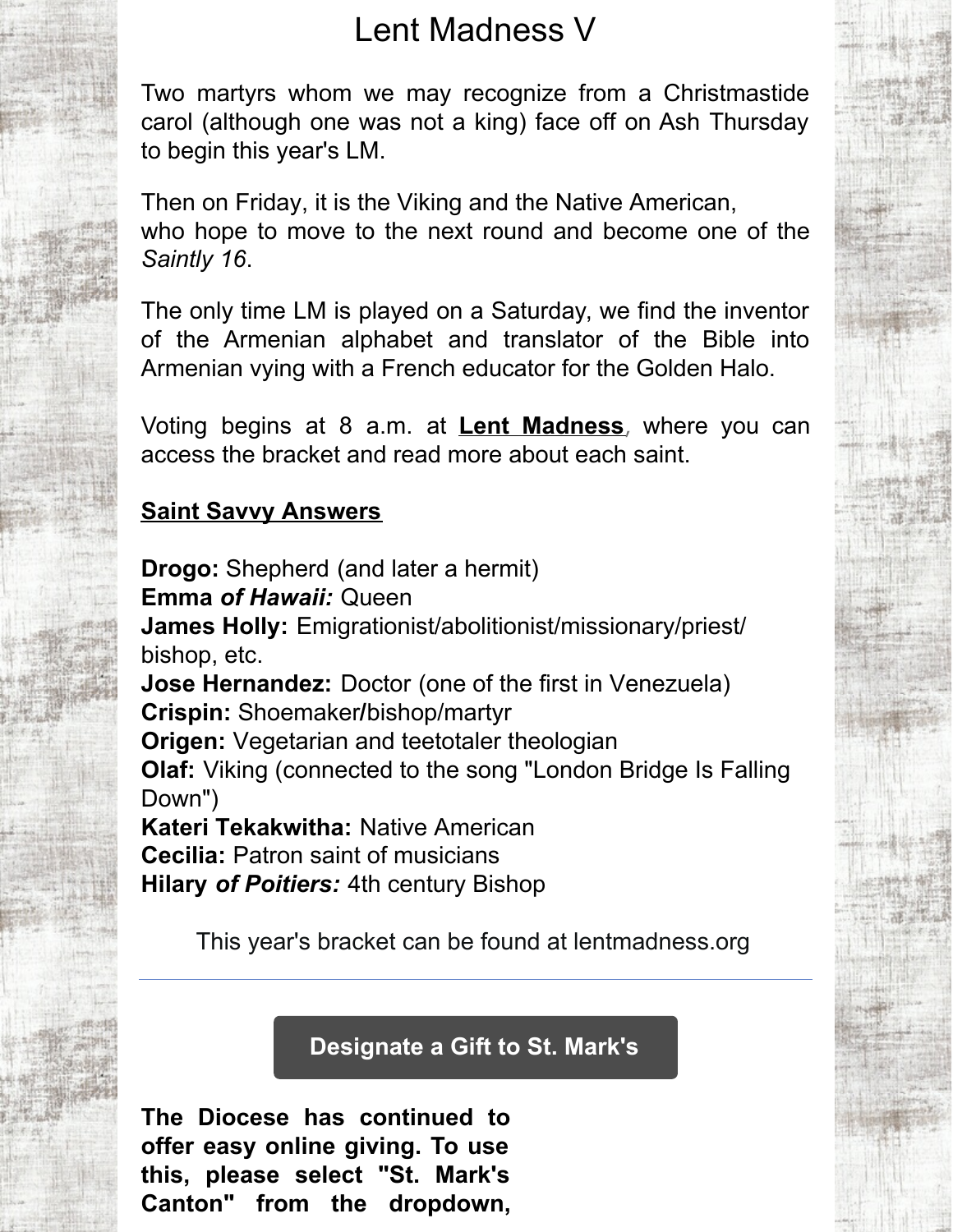# Lent Madness V

Two martyrs whom we may recognize from a Christmastide carol (although one was not a king) face off on Ash Thursday to begin this year's LM.

Then on Friday, it is the Viking and the Native American, who hope to move to the next round and become one of the *Saintly 16*.

The only time LM is played on a Saturday, we find the inventor of the Armenian alphabet and translator of the Bible into Armenian vying with a French educator for the Golden Halo.

Voting begins at 8 a.m. at **Lent Madness**, where you can access the bracket and read more about each saint.

**Saint Savvy Answers**

**Drogo:** Shepherd (and later a hermit)
**Emma *of Hawaii:*** Queen
**James Holly:** Emigrationist/abolitionist/missionary/priest/bishop, etc.
**Jose Hernandez:** Doctor (one of the first in Venezuela)
**Crispin:** Shoemaker/bishop/martyr
**Origen:** Vegetarian and teetotaler theologian
**Olaf:** Viking (connected to the song "London Bridge Is Falling Down")
**Kateri Tekakwitha:** Native American
**Cecilia:** Patron saint of musicians
**Hilary *of Poitiers:*** 4th century Bishop

This year's bracket can be found at lentmadness.org

---

**Designate a Gift to St. Mark's**

**The Diocese has continued to offer easy online giving. To use this, please select "St. Mark's Canton" from the dropdown,**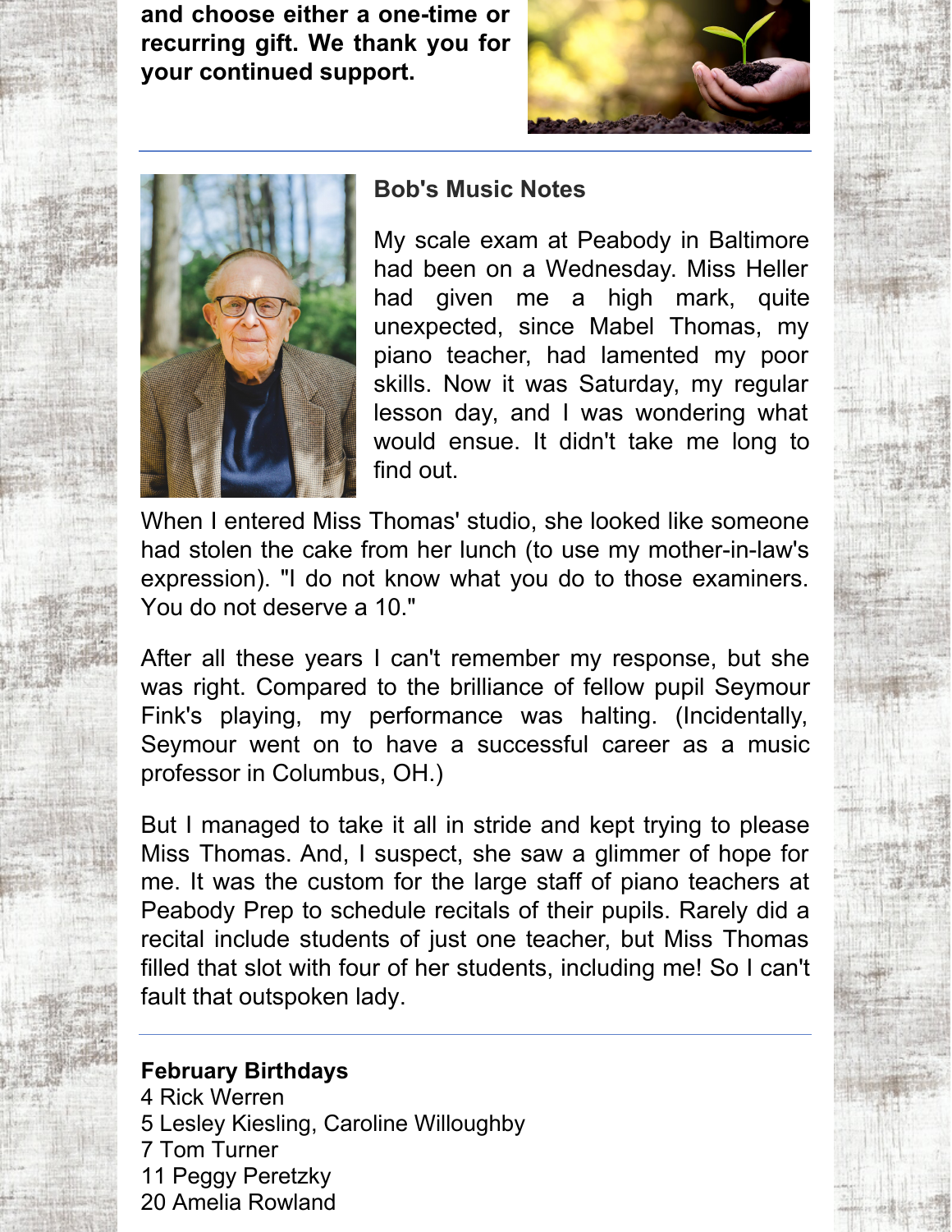**and choose either a one-time or recurring gift. We thank you for your continued support.**

---

### Bob's Music Notes

My scale exam at Peabody in Baltimore had been on a Wednesday. Miss Heller had given me a high mark, quite unexpected, since Mabel Thomas, my piano teacher, had lamented my poor skills. Now it was Saturday, my regular lesson day, and I was wondering what would ensue. It didn't take me long to find out.

When I entered Miss Thomas' studio, she looked like someone had stolen the cake from her lunch (to use my mother-in-law's expression). "I do not know what you do to those examiners. You do not deserve a 10."

After all these years I can't remember my response, but she was right. Compared to the brilliance of fellow pupil Seymour Fink's playing, my performance was halting. (Incidentally, Seymour went on to have a successful career as a music professor in Columbus, OH.)

But I managed to take it all in stride and kept trying to please Miss Thomas. And, I suspect, she saw a glimmer of hope for me. It was the custom for the large staff of piano teachers at Peabody Prep to schedule recitals of their pupils. Rarely did a recital include students of just one teacher, but Miss Thomas filled that slot with four of her students, including me! So I can't fault that outspoken lady.

---

**February Birthdays**

4 Rick Werren
5 Lesley Kiesling, Caroline Willoughby
7 Tom Turner
11 Peggy Peretzky
20 Amelia Rowland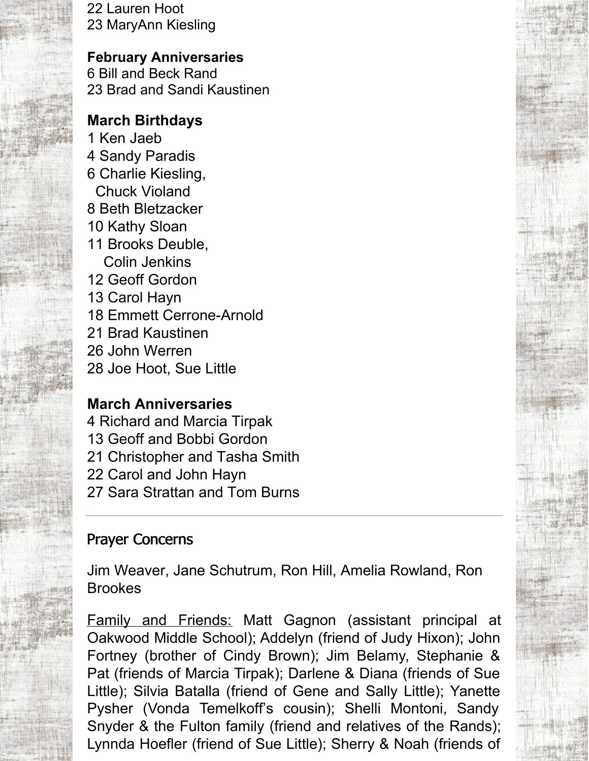22 Lauren Hoot
23 MaryAnn Kiesling

**February Anniversaries**
6 Bill and Beck Rand
23 Brad and Sandi Kaustinen

**March Birthdays**
1 Ken Jaeb
4 Sandy Paradis
6 Charlie Kiesling,
  Chuck Violand
8 Beth Bletzacker
10 Kathy Sloan
11 Brooks Deuble,
  Colin Jenkins
12 Geoff Gordon
13 Carol Hayn
18 Emmett Cerrone-Arnold
21 Brad Kaustinen
26 John Werren
28 Joe Hoot, Sue Little

**March Anniversaries**
4 Richard and Marcia Tirpak
13 Geoff and Bobbi Gordon
21 Christopher and Tasha Smith
22 Carol and John Hayn
27 Sara Strattan and Tom Burns

---

## Prayer Concerns

Jim Weaver, Jane Schutrum, Ron Hill, Amelia Rowland, Ron Brookes

Family and Friends: Matt Gagnon (assistant principal at Oakwood Middle School); Addelyn (friend of Judy Hixon); John Fortney (brother of Cindy Brown); Jim Belamy, Stephanie & Pat (friends of Marcia Tirpak); Darlene & Diana (friends of Sue Little); Silvia Batalla (friend of Gene and Sally Little); Yanette Pysher (Vonda Temelkoff's cousin); Shelli Montoni, Sandy Snyder & the Fulton family (friend and relatives of the Rands); Lynnda Hoefler (friend of Sue Little); Sherry & Noah (friends of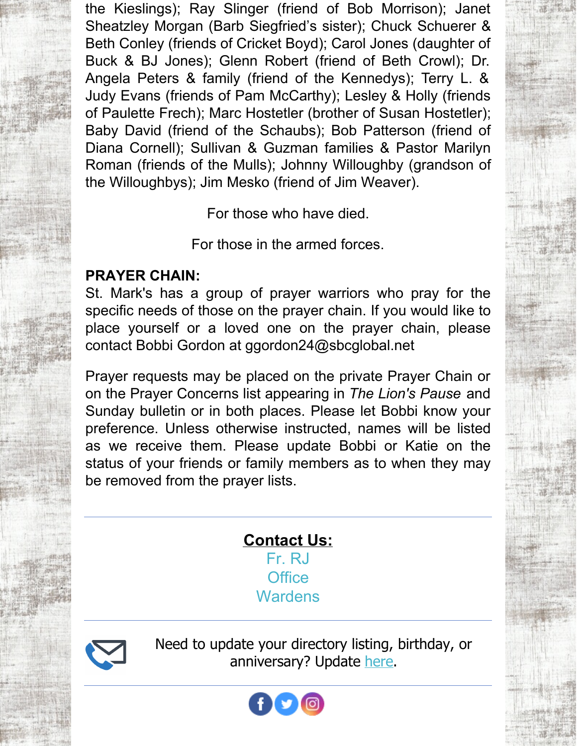the Kieslings); Ray Slinger (friend of Bob Morrison); Janet Sheatzley Morgan (Barb Siegfried's sister); Chuck Schuerer & Beth Conley (friends of Cricket Boyd); Carol Jones (daughter of Buck & BJ Jones); Glenn Robert (friend of Beth Crowl); Dr. Angela Peters & family (friend of the Kennedys); Terry L. & Judy Evans (friends of Pam McCarthy); Lesley & Holly (friends of Paulette Frech); Marc Hostetler (brother of Susan Hostetler); Baby David (friend of the Schaubs); Bob Patterson (friend of Diana Cornell); Sullivan & Guzman families & Pastor Marilyn Roman (friends of the Mulls); Johnny Willoughby (grandson of the Willoughbys); Jim Mesko (friend of Jim Weaver).

For those who have died.

For those in the armed forces.

**PRAYER CHAIN:**
St. Mark's has a group of prayer warriors who pray for the specific needs of those on the prayer chain. If you would like to place yourself or a loved one on the prayer chain, please contact Bobbi Gordon at ggordon24@sbcglobal.net

Prayer requests may be placed on the private Prayer Chain or on the Prayer Concerns list appearing in *The Lion's Pause* and Sunday bulletin or in both places. Please let Bobbi know your preference. Unless otherwise instructed, names will be listed as we receive them. Please update Bobbi or Katie on the status of your friends or family members as to when they may be removed from the prayer lists.

---

**Contact Us:**

Fr. RJ
Office
Wardens

---

Need to update your directory listing, birthday, or anniversary? Update here.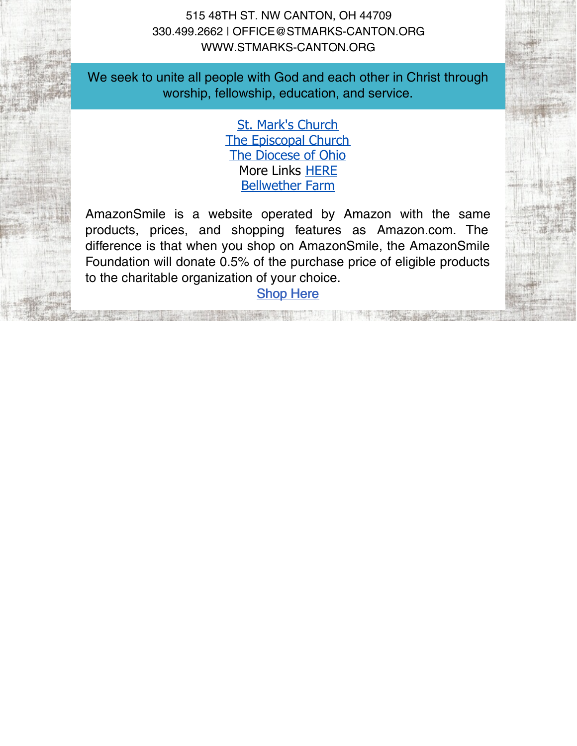515 48TH ST. NW CANTON, OH 44709
330.499.2662 | OFFICE@STMARKS-CANTON.ORG
WWW.STMARKS-CANTON.ORG

We seek to unite all people with God and each other in Christ through worship, fellowship, education, and service.

St. Mark's Church
The Episcopal Church
The Diocese of Ohio
More Links HERE
Bellwether Farm

AmazonSmile is a website operated by Amazon with the same products, prices, and shopping features as Amazon.com. The difference is that when you shop on AmazonSmile, the AmazonSmile Foundation will donate 0.5% of the purchase price of eligible products to the charitable organization of your choice.

Shop Here